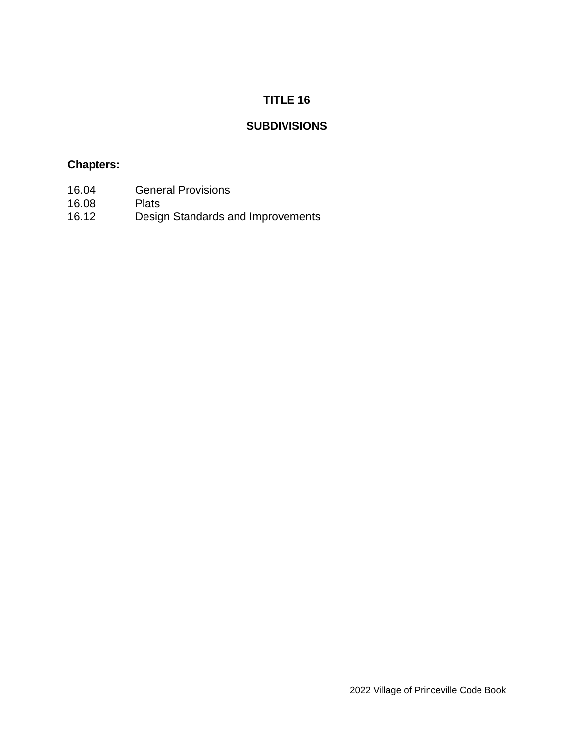# TITLE 16

# SUBDIVISIONS

**Chapters:**

| | |
|---|---|
| 16.04 | General Provisions |
| 16.08 | Plats |
| 16.12 | Design Standards and Improvements |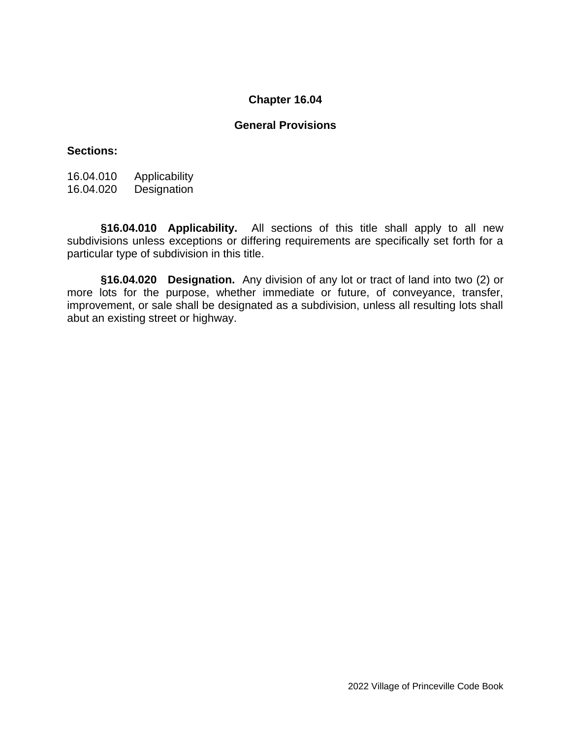# Chapter 16.04

## General Provisions

**Sections:**

16.04.010 Applicability
16.04.020 Designation

**§16.04.010 Applicability.** All sections of this title shall apply to all new subdivisions unless exceptions or differing requirements are specifically set forth for a particular type of subdivision in this title.

**§16.04.020 Designation.** Any division of any lot or tract of land into two (2) or more lots for the purpose, whether immediate or future, of conveyance, transfer, improvement, or sale shall be designated as a subdivision, unless all resulting lots shall abut an existing street or highway.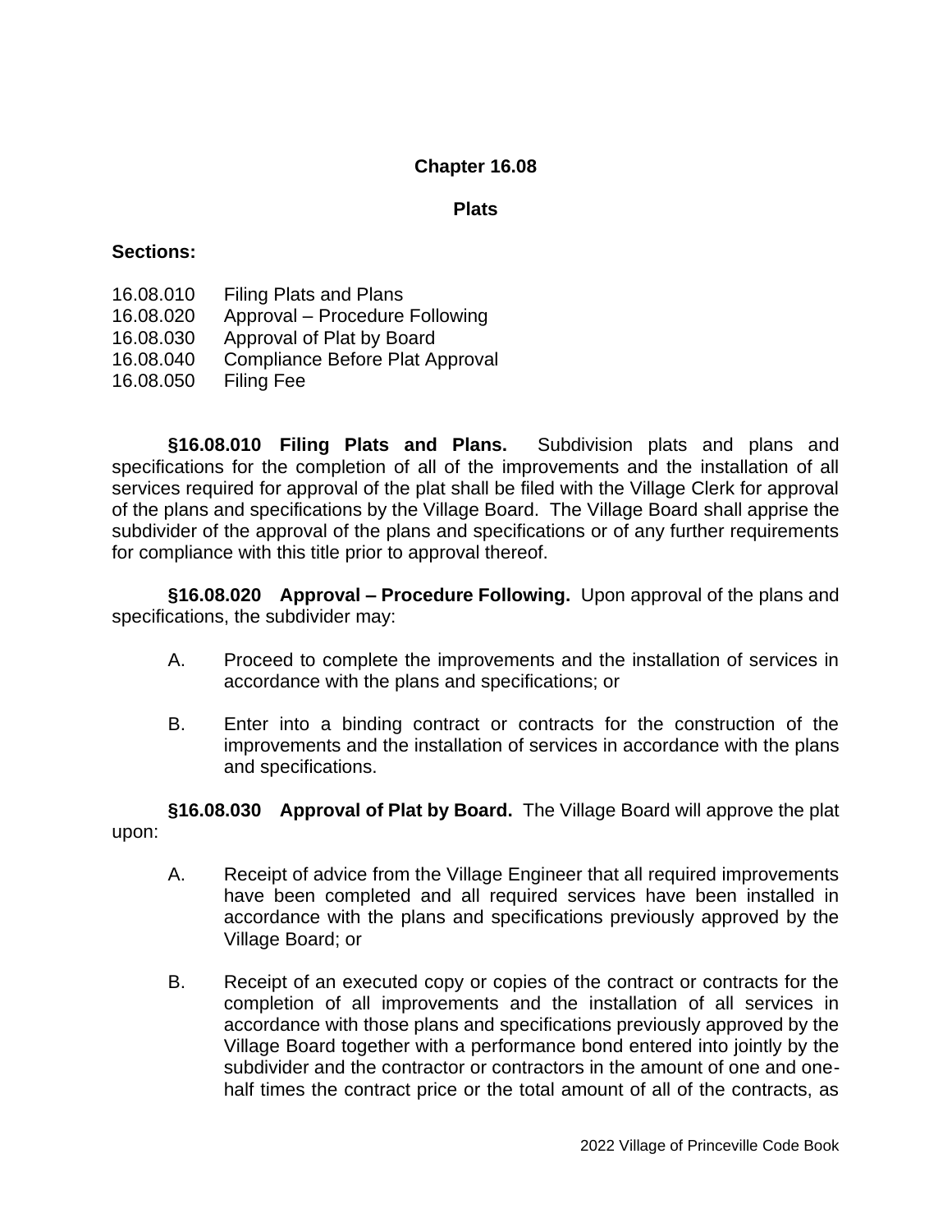# Chapter 16.08

## Plats

**Sections:**

16.08.010 Filing Plats and Plans
16.08.020 Approval – Procedure Following
16.08.030 Approval of Plat by Board
16.08.040 Compliance Before Plat Approval
16.08.050 Filing Fee

**§16.08.010 Filing Plats and Plans.** Subdivision plats and plans and specifications for the completion of all of the improvements and the installation of all services required for approval of the plat shall be filed with the Village Clerk for approval of the plans and specifications by the Village Board. The Village Board shall apprise the subdivider of the approval of the plans and specifications or of any further requirements for compliance with this title prior to approval thereof.

**§16.08.020 Approval – Procedure Following.** Upon approval of the plans and specifications, the subdivider may:

A. Proceed to complete the improvements and the installation of services in accordance with the plans and specifications; or

B. Enter into a binding contract or contracts for the construction of the improvements and the installation of services in accordance with the plans and specifications.

**§16.08.030 Approval of Plat by Board.** The Village Board will approve the plat upon:

A. Receipt of advice from the Village Engineer that all required improvements have been completed and all required services have been installed in accordance with the plans and specifications previously approved by the Village Board; or

B. Receipt of an executed copy or copies of the contract or contracts for the completion of all improvements and the installation of all services in accordance with those plans and specifications previously approved by the Village Board together with a performance bond entered into jointly by the subdivider and the contractor or contractors in the amount of one and one-half times the contract price or the total amount of all of the contracts, as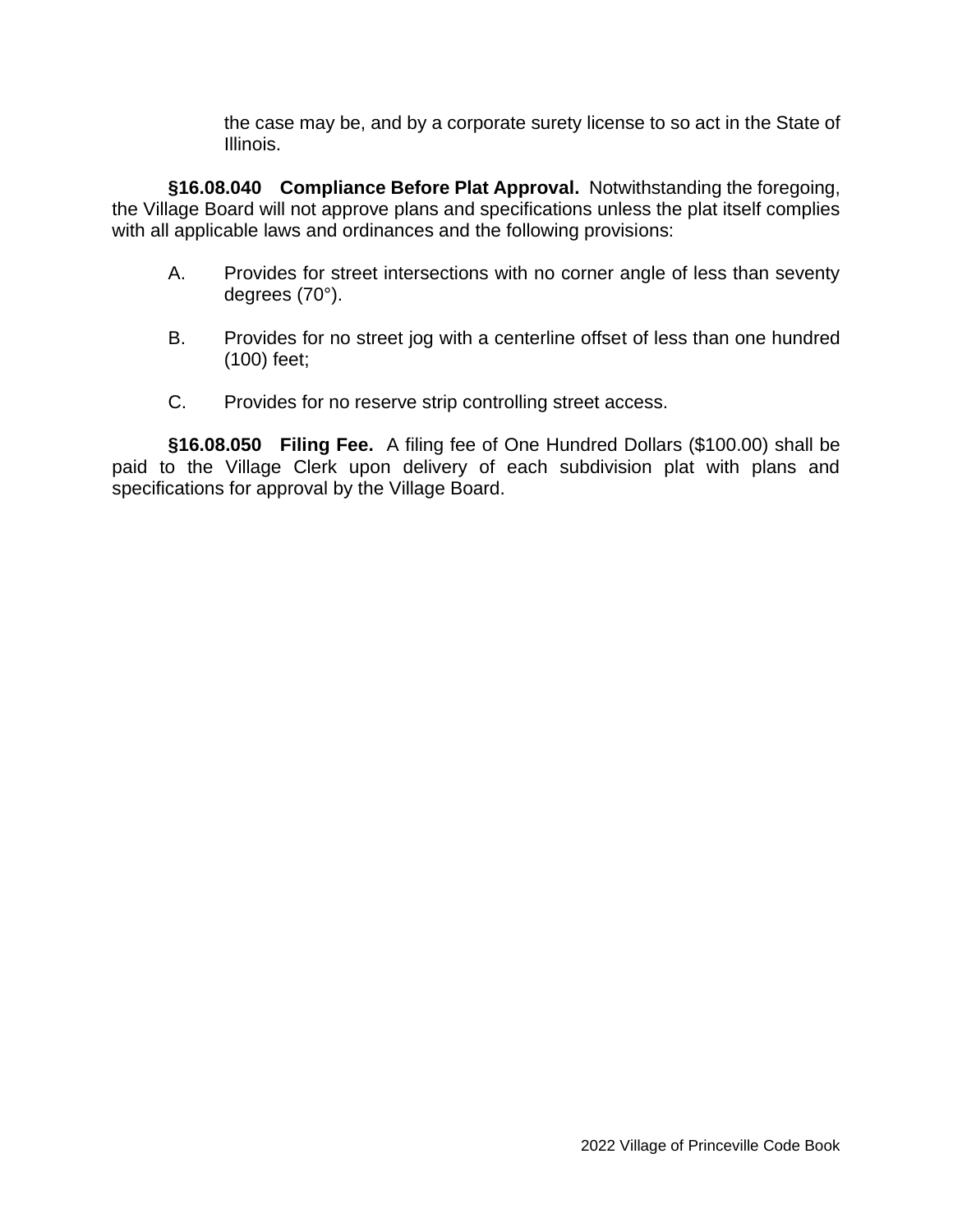the case may be, and by a corporate surety license to so act in the State of Illinois.

**§16.08.040 Compliance Before Plat Approval.** Notwithstanding the foregoing, the Village Board will not approve plans and specifications unless the plat itself complies with all applicable laws and ordinances and the following provisions:

A. Provides for street intersections with no corner angle of less than seventy degrees (70°).

B. Provides for no street jog with a centerline offset of less than one hundred (100) feet;

C. Provides for no reserve strip controlling street access.

**§16.08.050 Filing Fee.** A filing fee of One Hundred Dollars ($100.00) shall be paid to the Village Clerk upon delivery of each subdivision plat with plans and specifications for approval by the Village Board.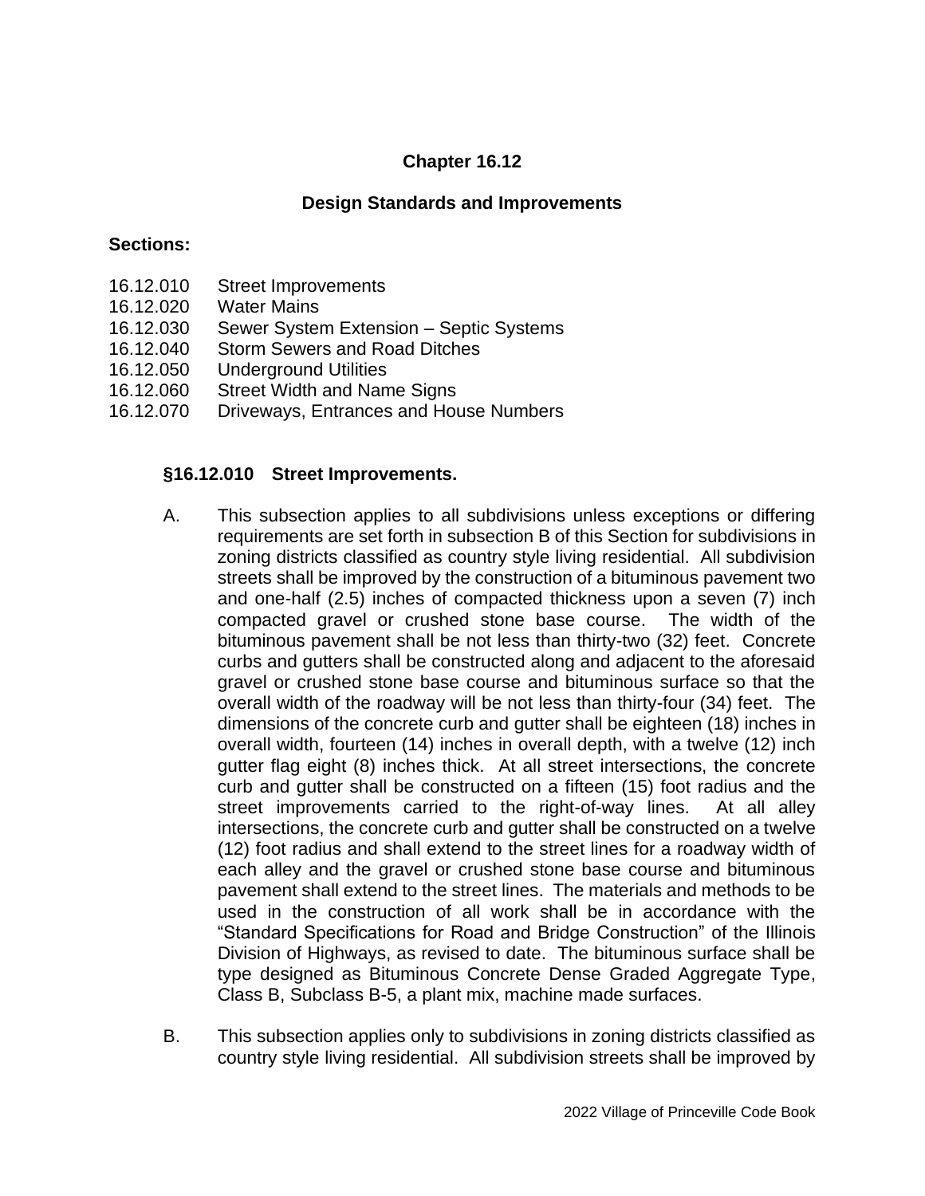## Chapter 16.12

## Design Standards and Improvements

**Sections:**

16.12.010 Street Improvements
16.12.020 Water Mains
16.12.030 Sewer System Extension – Septic Systems
16.12.040 Storm Sewers and Road Ditches
16.12.050 Underground Utilities
16.12.060 Street Width and Name Signs
16.12.070 Driveways, Entrances and House Numbers

### §16.12.010 Street Improvements.

A. This subsection applies to all subdivisions unless exceptions or differing requirements are set forth in subsection B of this Section for subdivisions in zoning districts classified as country style living residential. All subdivision streets shall be improved by the construction of a bituminous pavement two and one-half (2.5) inches of compacted thickness upon a seven (7) inch compacted gravel or crushed stone base course. The width of the bituminous pavement shall be not less than thirty-two (32) feet. Concrete curbs and gutters shall be constructed along and adjacent to the aforesaid gravel or crushed stone base course and bituminous surface so that the overall width of the roadway will be not less than thirty-four (34) feet. The dimensions of the concrete curb and gutter shall be eighteen (18) inches in overall width, fourteen (14) inches in overall depth, with a twelve (12) inch gutter flag eight (8) inches thick. At all street intersections, the concrete curb and gutter shall be constructed on a fifteen (15) foot radius and the street improvements carried to the right-of-way lines. At all alley intersections, the concrete curb and gutter shall be constructed on a twelve (12) foot radius and shall extend to the street lines for a roadway width of each alley and the gravel or crushed stone base course and bituminous pavement shall extend to the street lines. The materials and methods to be used in the construction of all work shall be in accordance with the "Standard Specifications for Road and Bridge Construction" of the Illinois Division of Highways, as revised to date. The bituminous surface shall be type designed as Bituminous Concrete Dense Graded Aggregate Type, Class B, Subclass B-5, a plant mix, machine made surfaces.

B. This subsection applies only to subdivisions in zoning districts classified as country style living residential. All subdivision streets shall be improved by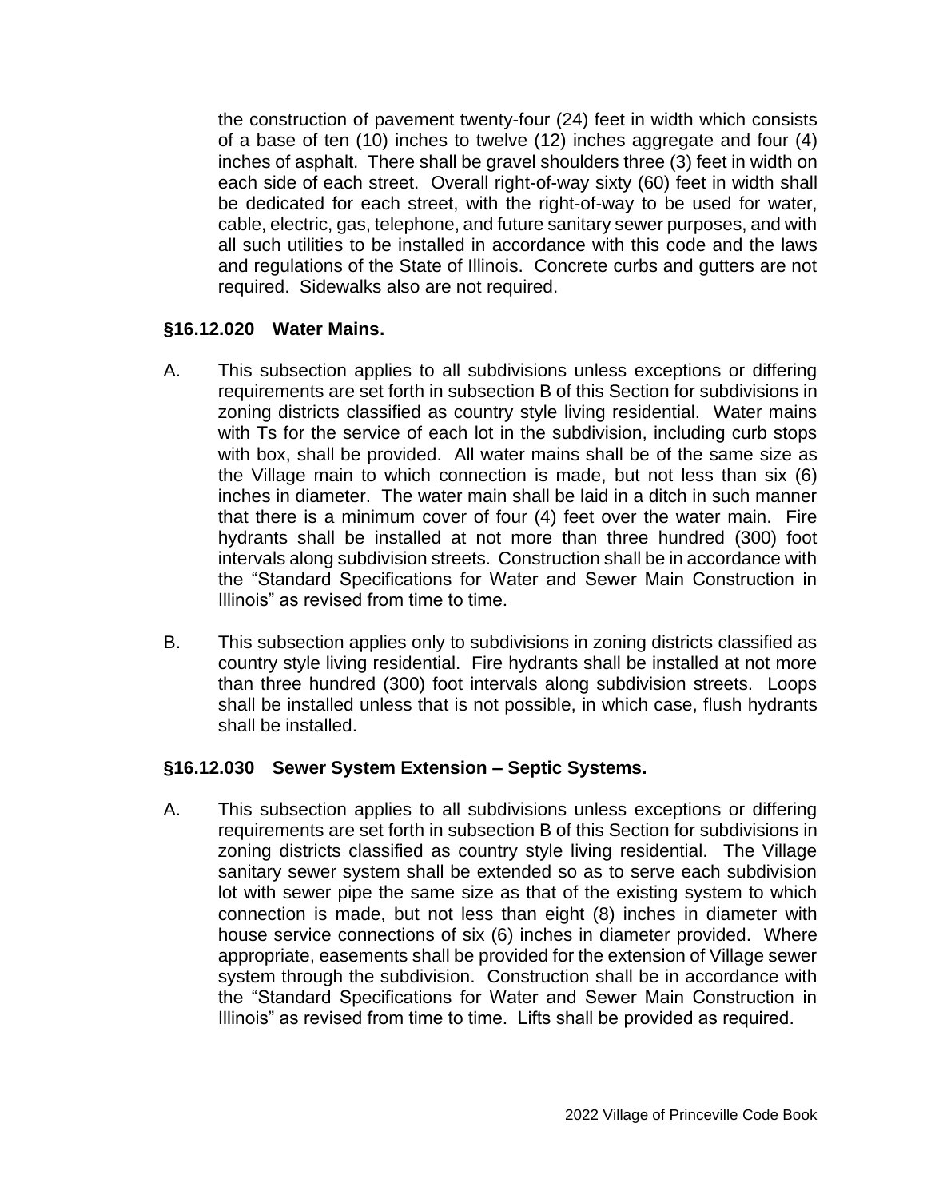the construction of pavement twenty-four (24) feet in width which consists of a base of ten (10) inches to twelve (12) inches aggregate and four (4) inches of asphalt. There shall be gravel shoulders three (3) feet in width on each side of each street. Overall right-of-way sixty (60) feet in width shall be dedicated for each street, with the right-of-way to be used for water, cable, electric, gas, telephone, and future sanitary sewer purposes, and with all such utilities to be installed in accordance with this code and the laws and regulations of the State of Illinois. Concrete curbs and gutters are not required. Sidewalks also are not required.

### §16.12.020 Water Mains.

A. This subsection applies to all subdivisions unless exceptions or differing requirements are set forth in subsection B of this Section for subdivisions in zoning districts classified as country style living residential. Water mains with Ts for the service of each lot in the subdivision, including curb stops with box, shall be provided. All water mains shall be of the same size as the Village main to which connection is made, but not less than six (6) inches in diameter. The water main shall be laid in a ditch in such manner that there is a minimum cover of four (4) feet over the water main. Fire hydrants shall be installed at not more than three hundred (300) foot intervals along subdivision streets. Construction shall be in accordance with the "Standard Specifications for Water and Sewer Main Construction in Illinois" as revised from time to time.

B. This subsection applies only to subdivisions in zoning districts classified as country style living residential. Fire hydrants shall be installed at not more than three hundred (300) foot intervals along subdivision streets. Loops shall be installed unless that is not possible, in which case, flush hydrants shall be installed.

### §16.12.030 Sewer System Extension – Septic Systems.

A. This subsection applies to all subdivisions unless exceptions or differing requirements are set forth in subsection B of this Section for subdivisions in zoning districts classified as country style living residential. The Village sanitary sewer system shall be extended so as to serve each subdivision lot with sewer pipe the same size as that of the existing system to which connection is made, but not less than eight (8) inches in diameter with house service connections of six (6) inches in diameter provided. Where appropriate, easements shall be provided for the extension of Village sewer system through the subdivision. Construction shall be in accordance with the "Standard Specifications for Water and Sewer Main Construction in Illinois" as revised from time to time. Lifts shall be provided as required.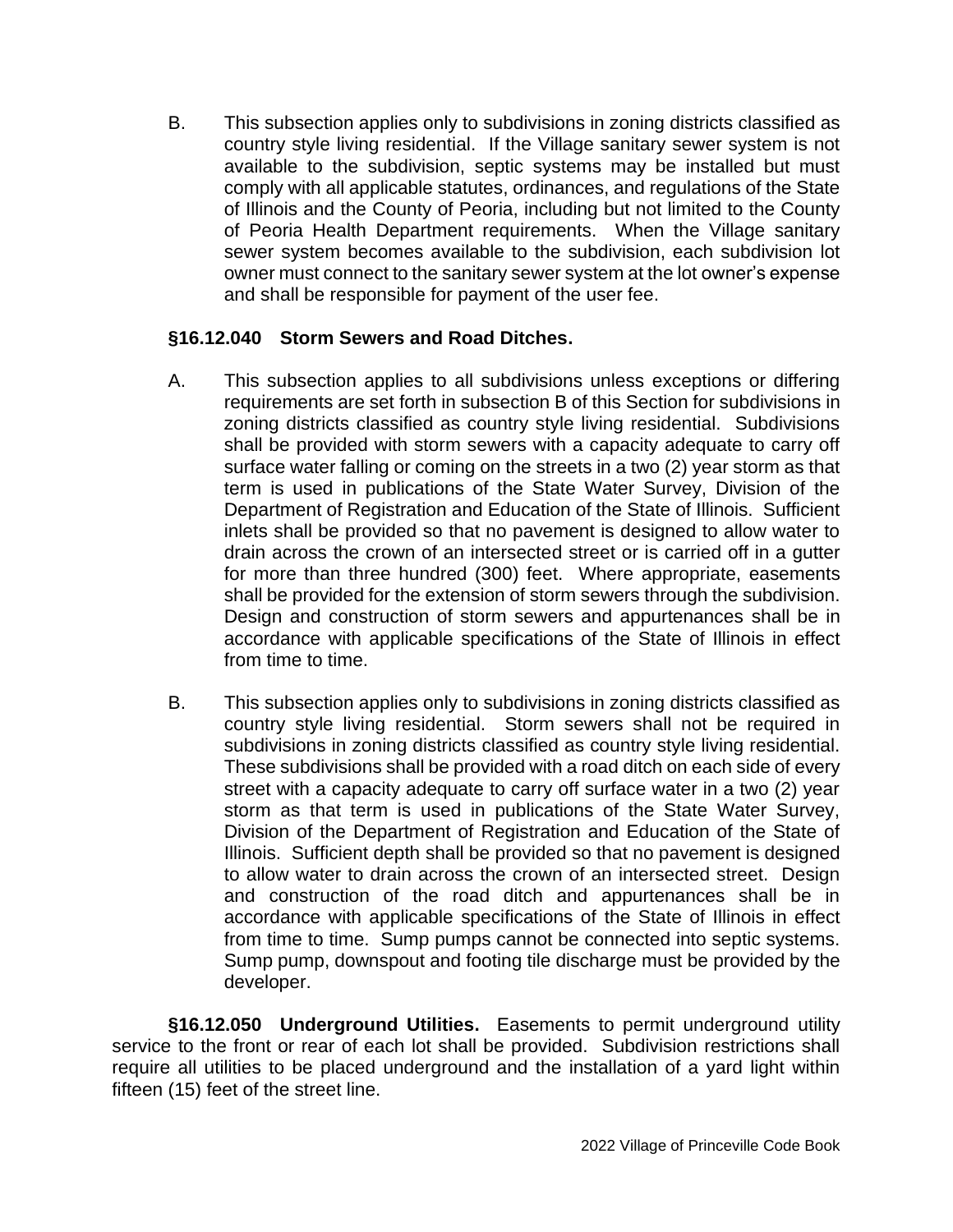B. This subsection applies only to subdivisions in zoning districts classified as country style living residential. If the Village sanitary sewer system is not available to the subdivision, septic systems may be installed but must comply with all applicable statutes, ordinances, and regulations of the State of Illinois and the County of Peoria, including but not limited to the County of Peoria Health Department requirements. When the Village sanitary sewer system becomes available to the subdivision, each subdivision lot owner must connect to the sanitary sewer system at the lot owner's expense and shall be responsible for payment of the user fee.

### §16.12.040 Storm Sewers and Road Ditches.

A. This subsection applies to all subdivisions unless exceptions or differing requirements are set forth in subsection B of this Section for subdivisions in zoning districts classified as country style living residential. Subdivisions shall be provided with storm sewers with a capacity adequate to carry off surface water falling or coming on the streets in a two (2) year storm as that term is used in publications of the State Water Survey, Division of the Department of Registration and Education of the State of Illinois. Sufficient inlets shall be provided so that no pavement is designed to allow water to drain across the crown of an intersected street or is carried off in a gutter for more than three hundred (300) feet. Where appropriate, easements shall be provided for the extension of storm sewers through the subdivision. Design and construction of storm sewers and appurtenances shall be in accordance with applicable specifications of the State of Illinois in effect from time to time.

B. This subsection applies only to subdivisions in zoning districts classified as country style living residential. Storm sewers shall not be required in subdivisions in zoning districts classified as country style living residential. These subdivisions shall be provided with a road ditch on each side of every street with a capacity adequate to carry off surface water in a two (2) year storm as that term is used in publications of the State Water Survey, Division of the Department of Registration and Education of the State of Illinois. Sufficient depth shall be provided so that no pavement is designed to allow water to drain across the crown of an intersected street. Design and construction of the road ditch and appurtenances shall be in accordance with applicable specifications of the State of Illinois in effect from time to time. Sump pumps cannot be connected into septic systems. Sump pump, downspout and footing tile discharge must be provided by the developer.

**§16.12.050 Underground Utilities.** Easements to permit underground utility service to the front or rear of each lot shall be provided. Subdivision restrictions shall require all utilities to be placed underground and the installation of a yard light within fifteen (15) feet of the street line.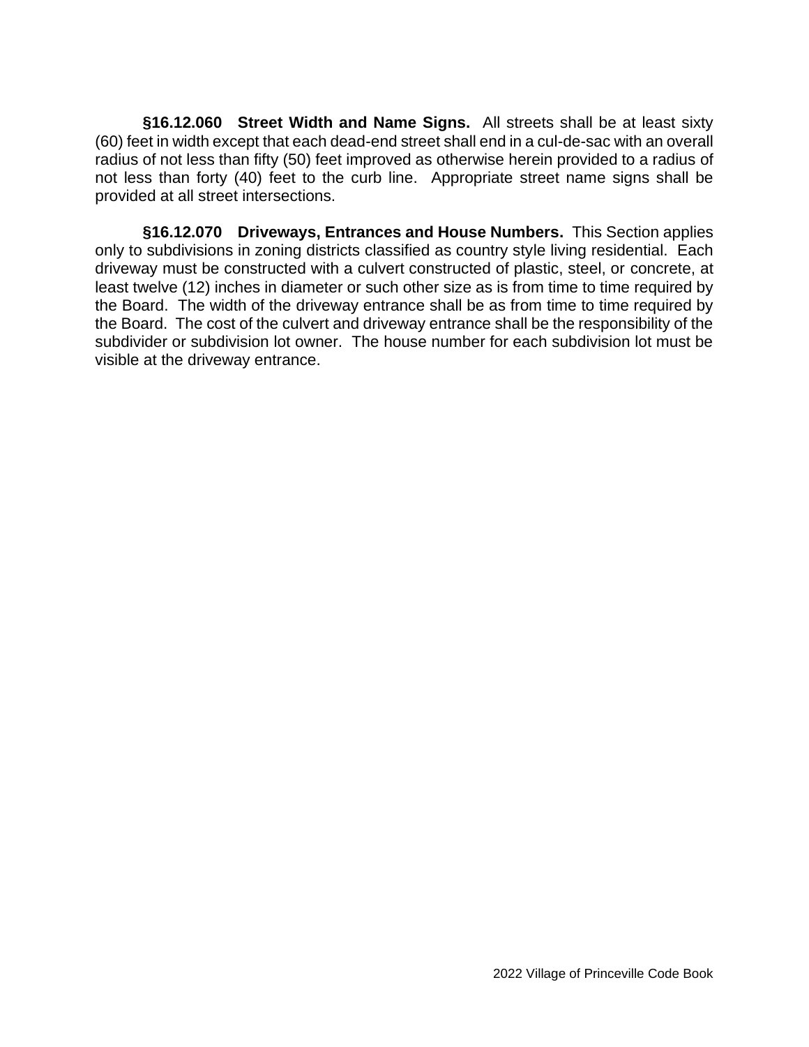**§16.12.060 Street Width and Name Signs.** All streets shall be at least sixty (60) feet in width except that each dead-end street shall end in a cul-de-sac with an overall radius of not less than fifty (50) feet improved as otherwise herein provided to a radius of not less than forty (40) feet to the curb line. Appropriate street name signs shall be provided at all street intersections.

**§16.12.070 Driveways, Entrances and House Numbers.** This Section applies only to subdivisions in zoning districts classified as country style living residential. Each driveway must be constructed with a culvert constructed of plastic, steel, or concrete, at least twelve (12) inches in diameter or such other size as is from time to time required by the Board. The width of the driveway entrance shall be as from time to time required by the Board. The cost of the culvert and driveway entrance shall be the responsibility of the subdivider or subdivision lot owner. The house number for each subdivision lot must be visible at the driveway entrance.